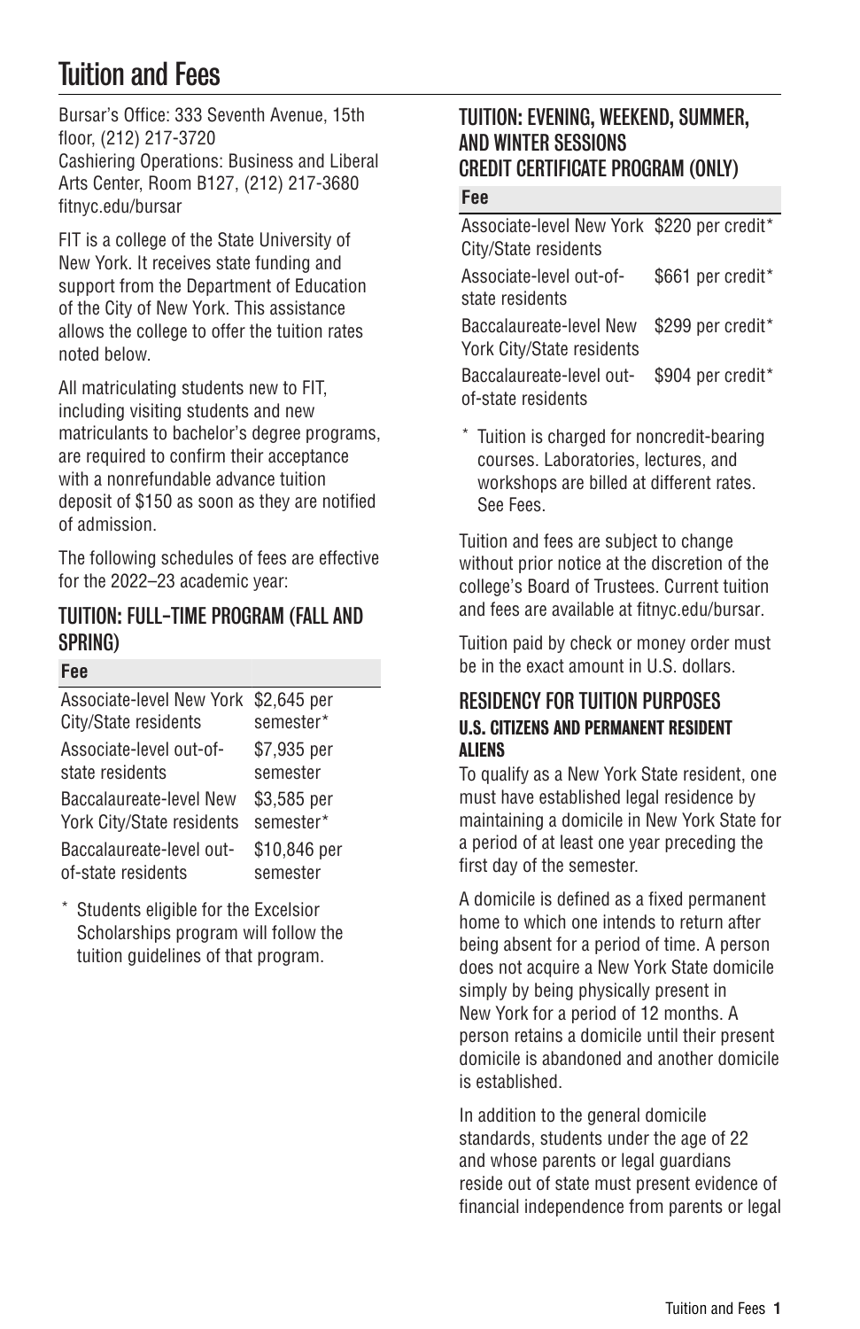# Tuition and Fees

Bursar's Office: 333 Seventh Avenue, 15th floor, (212) 217-3720
Cashiering Operations: Business and Liberal Arts Center, Room B127, (212) 217-3680
fitnyc.edu/bursar

FIT is a college of the State University of New York. It receives state funding and support from the Department of Education of the City of New York. This assistance allows the college to offer the tuition rates noted below.

All matriculating students new to FIT, including visiting students and new matriculants to bachelor's degree programs, are required to confirm their acceptance with a nonrefundable advance tuition deposit of $150 as soon as they are notified of admission.

The following schedules of fees are effective for the 2022–23 academic year:

## TUITION: FULL-TIME PROGRAM (FALL AND SPRING)

| Fee | |
|---|---|
| Associate-level New York City/State residents | $2,645 per semester* |
| Associate-level out-of-state residents | $7,935 per semester |
| Baccalaureate-level New York City/State residents | $3,585 per semester* |
| Baccalaureate-level out-of-state residents | $10,846 per semester |

\* Students eligible for the Excelsior Scholarships program will follow the tuition guidelines of that program.

## TUITION: EVENING, WEEKEND, SUMMER, AND WINTER SESSIONS CREDIT CERTIFICATE PROGRAM (ONLY)

| Fee | |
|---|---|
| Associate-level New York City/State residents | $220 per credit* |
| Associate-level out-of-state residents | $661 per credit* |
| Baccalaureate-level New York City/State residents | $299 per credit* |
| Baccalaureate-level out-of-state residents | $904 per credit* |

\* Tuition is charged for noncredit-bearing courses. Laboratories, lectures, and workshops are billed at different rates. See Fees.

Tuition and fees are subject to change without prior notice at the discretion of the college's Board of Trustees. Current tuition and fees are available at fitnyc.edu/bursar.

Tuition paid by check or money order must be in the exact amount in U.S. dollars.

## RESIDENCY FOR TUITION PURPOSES

### U.S. CITIZENS AND PERMANENT RESIDENT ALIENS

To qualify as a New York State resident, one must have established legal residence by maintaining a domicile in New York State for a period of at least one year preceding the first day of the semester.

A domicile is defined as a fixed permanent home to which one intends to return after being absent for a period of time. A person does not acquire a New York State domicile simply by being physically present in New York for a period of 12 months. A person retains a domicile until their present domicile is abandoned and another domicile is established.

In addition to the general domicile standards, students under the age of 22 and whose parents or legal guardians reside out of state must present evidence of financial independence from parents or legal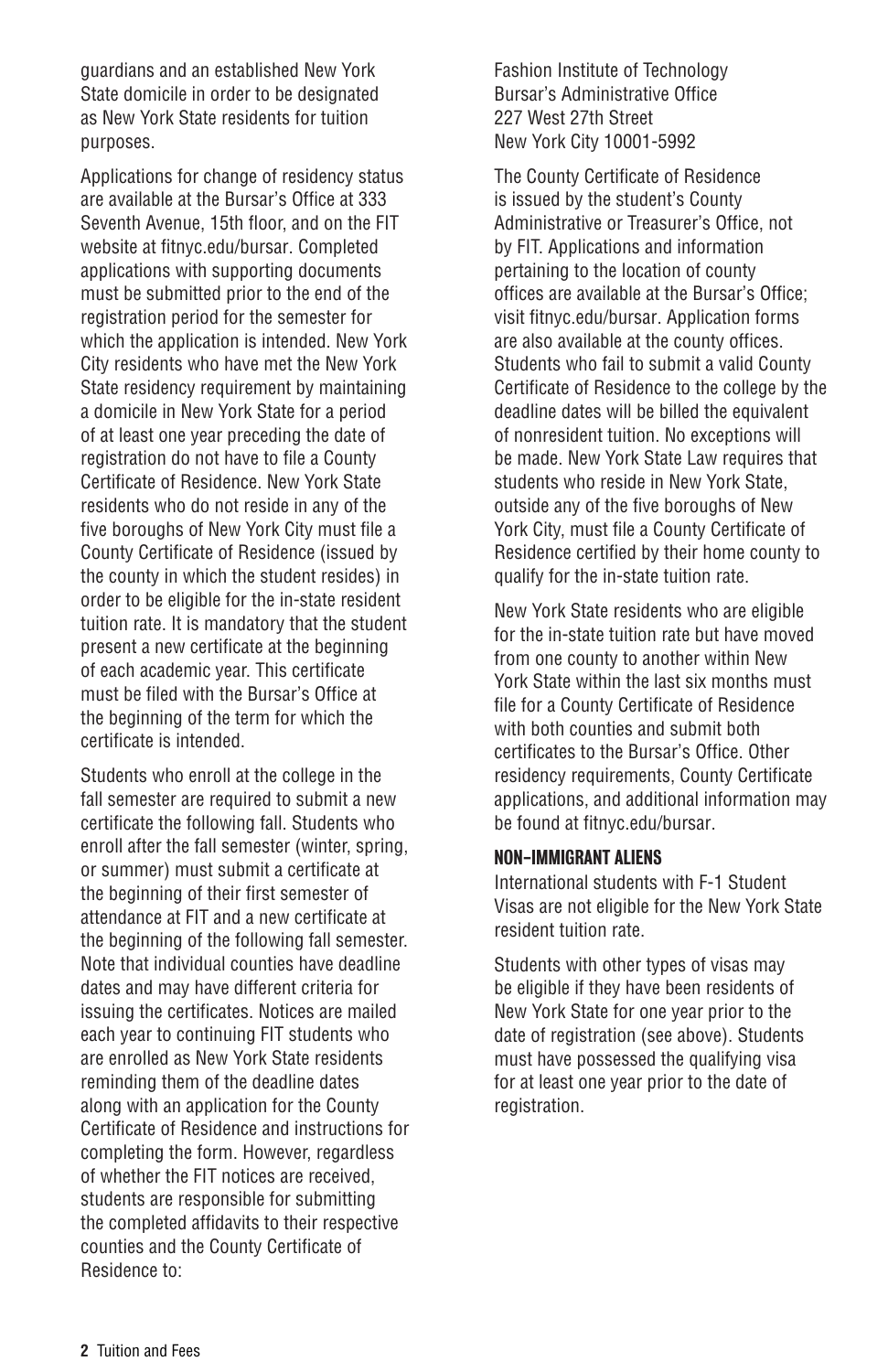guardians and an established New York State domicile in order to be designated as New York State residents for tuition purposes.

Applications for change of residency status are available at the Bursar's Office at 333 Seventh Avenue, 15th floor, and on the FIT website at fitnyc.edu/bursar. Completed applications with supporting documents must be submitted prior to the end of the registration period for the semester for which the application is intended. New York City residents who have met the New York State residency requirement by maintaining a domicile in New York State for a period of at least one year preceding the date of registration do not have to file a County Certificate of Residence. New York State residents who do not reside in any of the five boroughs of New York City must file a County Certificate of Residence (issued by the county in which the student resides) in order to be eligible for the in-state resident tuition rate. It is mandatory that the student present a new certificate at the beginning of each academic year. This certificate must be filed with the Bursar's Office at the beginning of the term for which the certificate is intended.

Students who enroll at the college in the fall semester are required to submit a new certificate the following fall. Students who enroll after the fall semester (winter, spring, or summer) must submit a certificate at the beginning of their first semester of attendance at FIT and a new certificate at the beginning of the following fall semester. Note that individual counties have deadline dates and may have different criteria for issuing the certificates. Notices are mailed each year to continuing FIT students who are enrolled as New York State residents reminding them of the deadline dates along with an application for the County Certificate of Residence and instructions for completing the form. However, regardless of whether the FIT notices are received, students are responsible for submitting the completed affidavits to their respective counties and the County Certificate of Residence to:

Fashion Institute of Technology
Bursar's Administrative Office
227 West 27th Street
New York City 10001-5992

The County Certificate of Residence is issued by the student's County Administrative or Treasurer's Office, not by FIT. Applications and information pertaining to the location of county offices are available at the Bursar's Office; visit fitnyc.edu/bursar. Application forms are also available at the county offices. Students who fail to submit a valid County Certificate of Residence to the college by the deadline dates will be billed the equivalent of nonresident tuition. No exceptions will be made. New York State Law requires that students who reside in New York State, outside any of the five boroughs of New York City, must file a County Certificate of Residence certified by their home county to qualify for the in-state tuition rate.

New York State residents who are eligible for the in-state tuition rate but have moved from one county to another within New York State within the last six months must file for a County Certificate of Residence with both counties and submit both certificates to the Bursar's Office. Other residency requirements, County Certificate applications, and additional information may be found at fitnyc.edu/bursar.

#### NON-IMMIGRANT ALIENS

International students with F-1 Student Visas are not eligible for the New York State resident tuition rate.

Students with other types of visas may be eligible if they have been residents of New York State for one year prior to the date of registration (see above). Students must have possessed the qualifying visa for at least one year prior to the date of registration.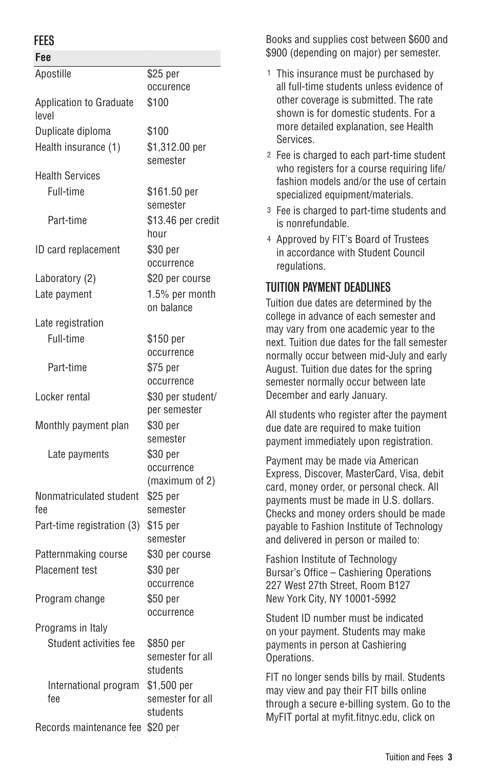## FEES

| Fee | |
|---|---|
| Apostille | $25 per occurence |
| Application to Graduate level | $100 |
| Duplicate diploma | $100 |
| Health insurance (1) | $1,312.00 per semester |
| Health Services | |
| Full-time | $161.50 per semester |
| Part-time | $13.46 per credit hour |
| ID card replacement | $30 per occurrence |
| Laboratory (2) | $20 per course |
| Late payment | 1.5% per month on balance |
| Late registration | |
| Full-time | $150 per occurrence |
| Part-time | $75 per occurrence |
| Locker rental | $30 per student/ per semester |
| Monthly payment plan | $30 per semester |
| Late payments | $30 per occurrence (maximum of 2) |
| Nonmatriculated student fee | $25 per semester |
| Part-time registration (3) | $15 per semester |
| Patternmaking course | $30 per course |
| Placement test | $30 per occurrence |
| Program change | $50 per occurrence |
| Programs in Italy | |
| Student activities fee | $850 per semester for all students |
| International program fee | $1,500 per semester for all students |
| Records maintenance fee | $20 per |

Books and supplies cost between $600 and $900 (depending on major) per semester.

1. This insurance must be purchased by all full-time students unless evidence of other coverage is submitted. The rate shown is for domestic students. For a more detailed explanation, see Health Services.
2. Fee is charged to each part-time student who registers for a course requiring life/ fashion models and/or the use of certain specialized equipment/materials.
3. Fee is charged to part-time students and is nonrefundable.
4. Approved by FIT's Board of Trustees in accordance with Student Council regulations.

## TUITION PAYMENT DEADLINES

Tuition due dates are determined by the college in advance of each semester and may vary from one academic year to the next. Tuition due dates for the fall semester normally occur between mid-July and early August. Tuition due dates for the spring semester normally occur between late December and early January.

All students who register after the payment due date are required to make tuition payment immediately upon registration.

Payment may be made via American Express, Discover, MasterCard, Visa, debit card, money order, or personal check. All payments must be made in U.S. dollars. Checks and money orders should be made payable to Fashion Institute of Technology and delivered in person or mailed to:

Fashion Institute of Technology
Bursar's Office – Cashiering Operations
227 West 27th Street, Room B127
New York City, NY 10001-5992

Student ID number must be indicated on your payment. Students may make payments in person at Cashiering Operations.

FIT no longer sends bills by mail. Students may view and pay their FIT bills online through a secure e-billing system. Go to the MyFIT portal at myfit.fitnyc.edu, click on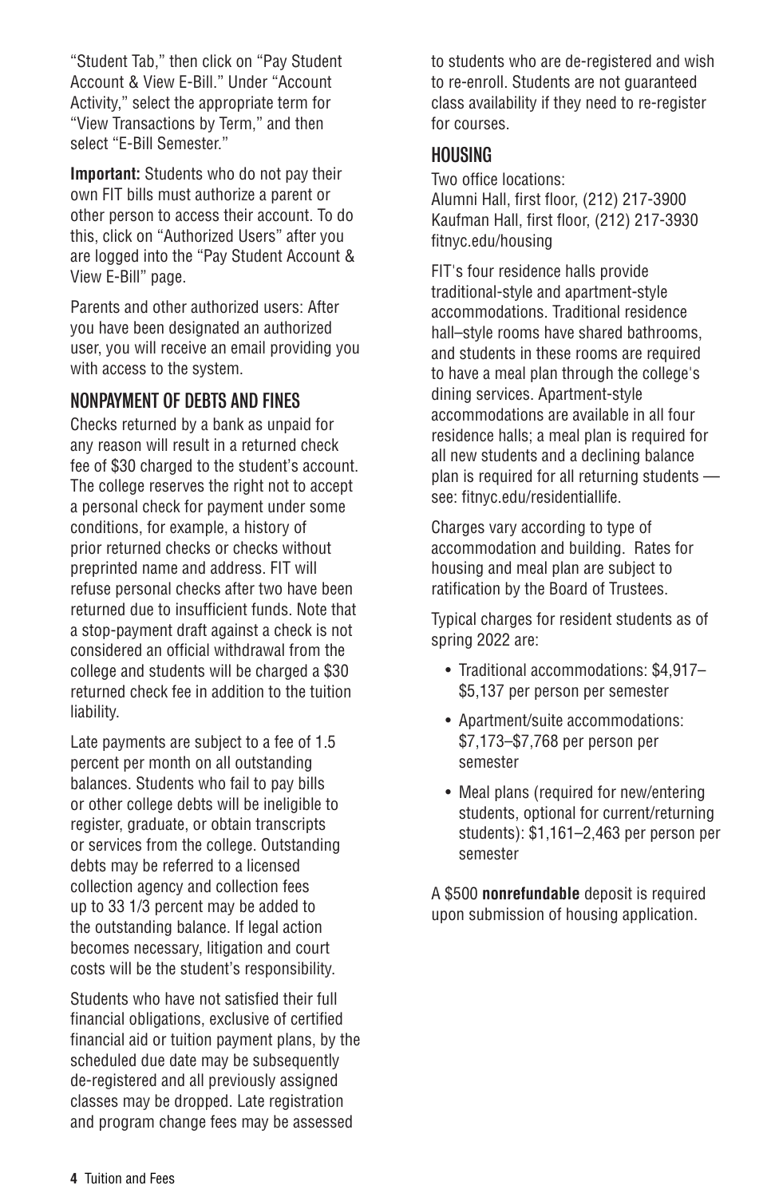"Student Tab," then click on "Pay Student Account & View E-Bill." Under "Account Activity," select the appropriate term for "View Transactions by Term," and then select "E-Bill Semester."

**Important:** Students who do not pay their own FIT bills must authorize a parent or other person to access their account. To do this, click on "Authorized Users" after you are logged into the "Pay Student Account & View E-Bill" page.

Parents and other authorized users: After you have been designated an authorized user, you will receive an email providing you with access to the system.

## NONPAYMENT OF DEBTS AND FINES

Checks returned by a bank as unpaid for any reason will result in a returned check fee of $30 charged to the student's account. The college reserves the right not to accept a personal check for payment under some conditions, for example, a history of prior returned checks or checks without preprinted name and address. FIT will refuse personal checks after two have been returned due to insufficient funds. Note that a stop-payment draft against a check is not considered an official withdrawal from the college and students will be charged a $30 returned check fee in addition to the tuition liability.

Late payments are subject to a fee of 1.5 percent per month on all outstanding balances. Students who fail to pay bills or other college debts will be ineligible to register, graduate, or obtain transcripts or services from the college. Outstanding debts may be referred to a licensed collection agency and collection fees up to 33 1/3 percent may be added to the outstanding balance. If legal action becomes necessary, litigation and court costs will be the student's responsibility.

Students who have not satisfied their full financial obligations, exclusive of certified financial aid or tuition payment plans, by the scheduled due date may be subsequently de-registered and all previously assigned classes may be dropped. Late registration and program change fees may be assessed to students who are de-registered and wish to re-enroll. Students are not guaranteed class availability if they need to re-register for courses.

## HOUSING

Two office locations:
Alumni Hall, first floor, (212) 217-3900
Kaufman Hall, first floor, (212) 217-3930
fitnyc.edu/housing

FIT's four residence halls provide traditional-style and apartment-style accommodations. Traditional residence hall–style rooms have shared bathrooms, and students in these rooms are required to have a meal plan through the college's dining services. Apartment-style accommodations are available in all four residence halls; a meal plan is required for all new students and a declining balance plan is required for all returning students — see: fitnyc.edu/residentiallife.

Charges vary according to type of accommodation and building. Rates for housing and meal plan are subject to ratification by the Board of Trustees.

Typical charges for resident students as of spring 2022 are:

- Traditional accommodations: $4,917–$5,137 per person per semester
- Apartment/suite accommodations: $7,173–$7,768 per person per semester
- Meal plans (required for new/entering students, optional for current/returning students): $1,161–2,463 per person per semester

A $500 **nonrefundable** deposit is required upon submission of housing application.